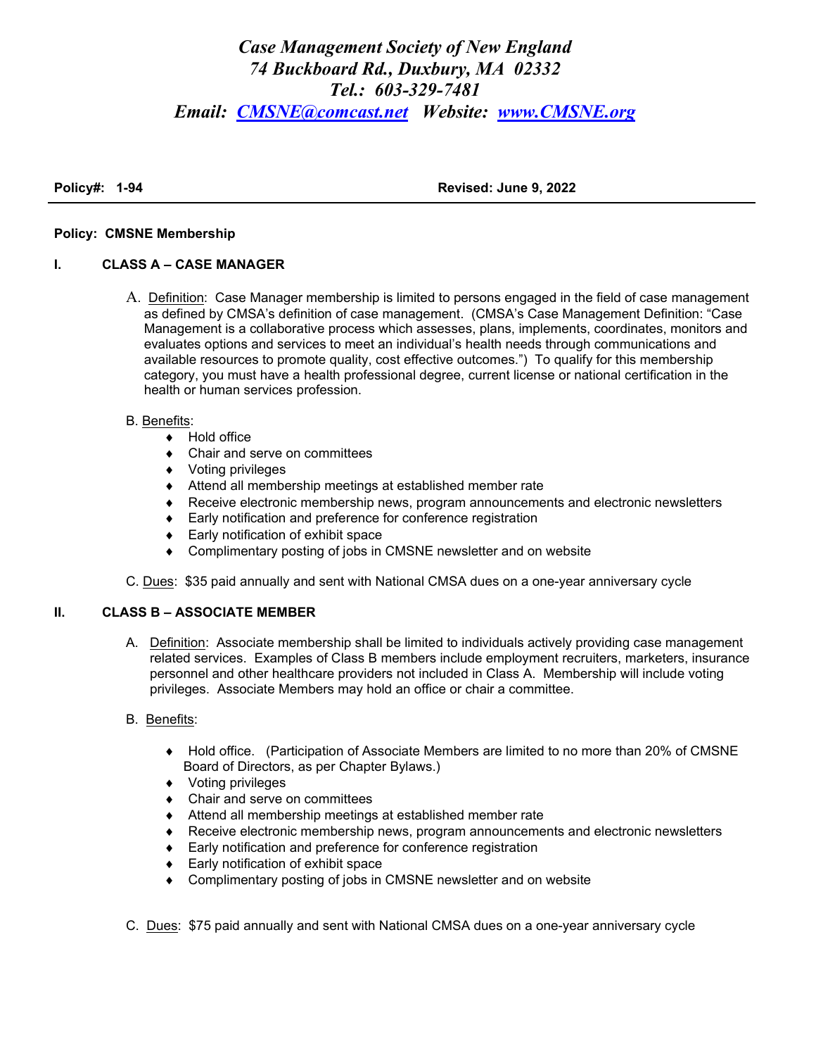# *Case Management Society of New England*
## *74 Buckboard Rd., Duxbury, MA 02332*
## *Tel.: 603-329-7481*
## *Email: CMSNE@comcast.net Website: www.CMSNE.org*

**Policy#: 1-94** **Revised: June 9, 2022**

---

**Policy: CMSNE Membership**

### I. CLASS A – CASE MANAGER

A. Definition: Case Manager membership is limited to persons engaged in the field of case management as defined by CMSA's definition of case management. (CMSA's Case Management Definition: "Case Management is a collaborative process which assesses, plans, implements, coordinates, monitors and evaluates options and services to meet an individual's health needs through communications and available resources to promote quality, cost effective outcomes.") To qualify for this membership category, you must have a health professional degree, current license or national certification in the health or human services profession.

B. Benefits:

- Hold office
- Chair and serve on committees
- Voting privileges
- Attend all membership meetings at established member rate
- Receive electronic membership news, program announcements and electronic newsletters
- Early notification and preference for conference registration
- Early notification of exhibit space
- Complimentary posting of jobs in CMSNE newsletter and on website

C. Dues: $35 paid annually and sent with National CMSA dues on a one-year anniversary cycle

### II. CLASS B – ASSOCIATE MEMBER

A. Definition: Associate membership shall be limited to individuals actively providing case management related services. Examples of Class B members include employment recruiters, marketers, insurance personnel and other healthcare providers not included in Class A. Membership will include voting privileges. Associate Members may hold an office or chair a committee.

B. Benefits:

- Hold office. (Participation of Associate Members are limited to no more than 20% of CMSNE Board of Directors, as per Chapter Bylaws.)
- Voting privileges
- Chair and serve on committees
- Attend all membership meetings at established member rate
- Receive electronic membership news, program announcements and electronic newsletters
- Early notification and preference for conference registration
- Early notification of exhibit space
- Complimentary posting of jobs in CMSNE newsletter and on website

C. Dues: $75 paid annually and sent with National CMSA dues on a one-year anniversary cycle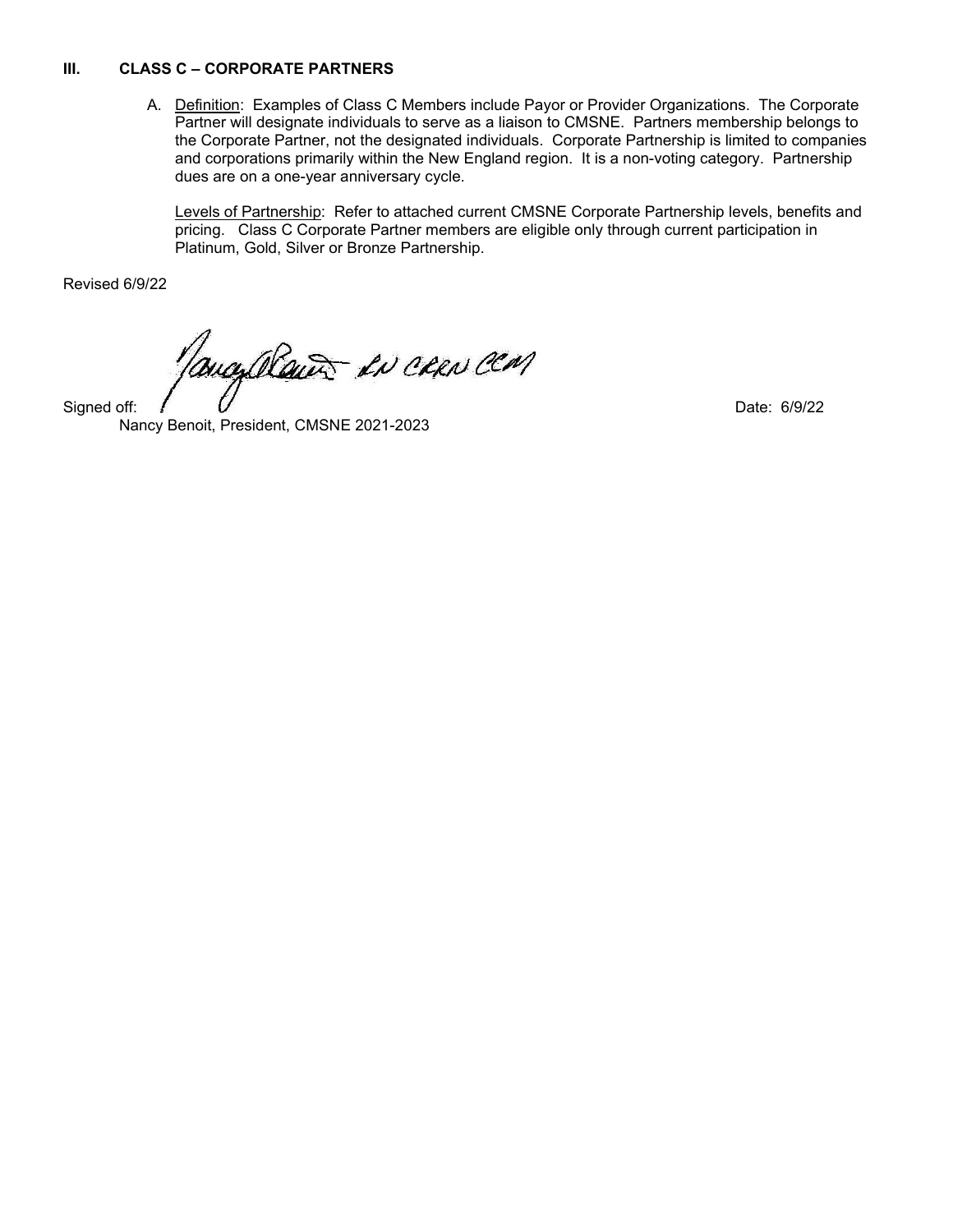## III. CLASS C – CORPORATE PARTNERS

A. Definition: Examples of Class C Members include Payor or Provider Organizations. The Corporate Partner will designate individuals to serve as a liaison to CMSNE. Partners membership belongs to the Corporate Partner, not the designated individuals. Corporate Partnership is limited to companies and corporations primarily within the New England region. It is a non-voting category. Partnership dues are on a one-year anniversary cycle.

   Levels of Partnership: Refer to attached current CMSNE Corporate Partnership levels, benefits and pricing. Class C Corporate Partner members are eligible only through current participation in Platinum, Gold, Silver or Bronze Partnership.

Revised 6/9/22

Signed off: Nancy Benoit RN CRRN CCM    Date: 6/9/22

Nancy Benoit, President, CMSNE 2021-2023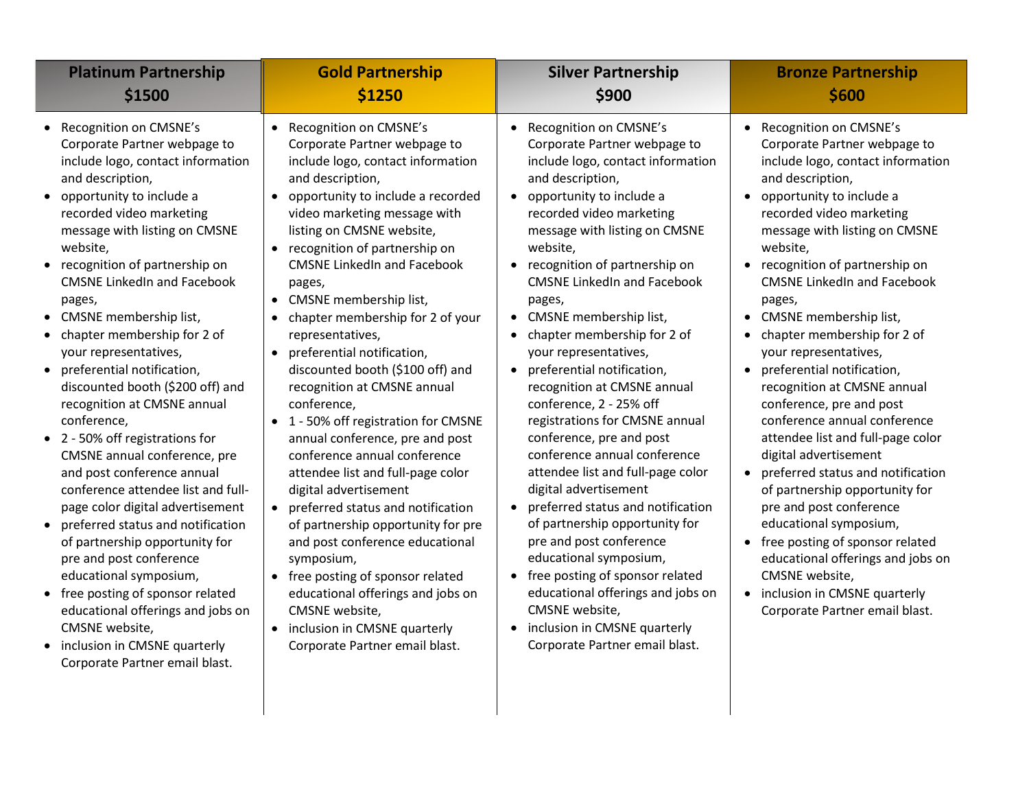| **Platinum Partnership $1500** | **Gold Partnership $1250** | **Silver Partnership $900** | **Bronze Partnership $600** |
|---|---|---|---|
| • Recognition on CMSNE's Corporate Partner webpage to include logo, contact information and description,<br>• opportunity to include a recorded video marketing message with listing on CMSNE website,<br>• recognition of partnership on CMSNE LinkedIn and Facebook pages,<br>• CMSNE membership list,<br>• chapter membership for 2 of your representatives,<br>• preferential notification, discounted booth ($200 off) and recognition at CMSNE annual conference,<br>• 2 - 50% off registrations for CMSNE annual conference, pre and post conference annual conference attendee list and full-page color digital advertisement<br>• preferred status and notification of partnership opportunity for pre and post conference educational symposium,<br>• free posting of sponsor related educational offerings and jobs on CMSNE website,<br>• inclusion in CMSNE quarterly Corporate Partner email blast. | • Recognition on CMSNE's Corporate Partner webpage to include logo, contact information and description,<br>• opportunity to include a recorded video marketing message with listing on CMSNE website,<br>• recognition of partnership on CMSNE LinkedIn and Facebook pages,<br>• CMSNE membership list,<br>• chapter membership for 2 of your representatives,<br>• preferential notification, discounted booth ($100 off) and recognition at CMSNE annual conference,<br>• 1 - 50% off registration for CMSNE annual conference, pre and post conference annual conference attendee list and full-page color digital advertisement<br>• preferred status and notification of partnership opportunity for pre and post conference educational symposium,<br>• free posting of sponsor related educational offerings and jobs on CMSNE website,<br>• inclusion in CMSNE quarterly Corporate Partner email blast. | • Recognition on CMSNE's Corporate Partner webpage to include logo, contact information and description,<br>• opportunity to include a recorded video marketing message with listing on CMSNE website,<br>• recognition of partnership on CMSNE LinkedIn and Facebook pages,<br>• CMSNE membership list,<br>• chapter membership for 2 of your representatives,<br>• preferential notification, recognition at CMSNE annual conference, 2 - 25% off registrations for CMSNE annual conference, pre and post conference annual conference attendee list and full-page color digital advertisement<br>• preferred status and notification of partnership opportunity for pre and post conference educational symposium,<br>• free posting of sponsor related educational offerings and jobs on CMSNE website,<br>• inclusion in CMSNE quarterly Corporate Partner email blast. | • Recognition on CMSNE's Corporate Partner webpage to include logo, contact information and description,<br>• opportunity to include a recorded video marketing message with listing on CMSNE website,<br>• recognition of partnership on CMSNE LinkedIn and Facebook pages,<br>• CMSNE membership list,<br>• chapter membership for 2 of your representatives,<br>• preferential notification, recognition at CMSNE annual conference, pre and post conference annual conference attendee list and full-page color digital advertisement<br>• preferred status and notification of partnership opportunity for pre and post conference educational symposium,<br>• free posting of sponsor related educational offerings and jobs on CMSNE website,<br>• inclusion in CMSNE quarterly Corporate Partner email blast. |